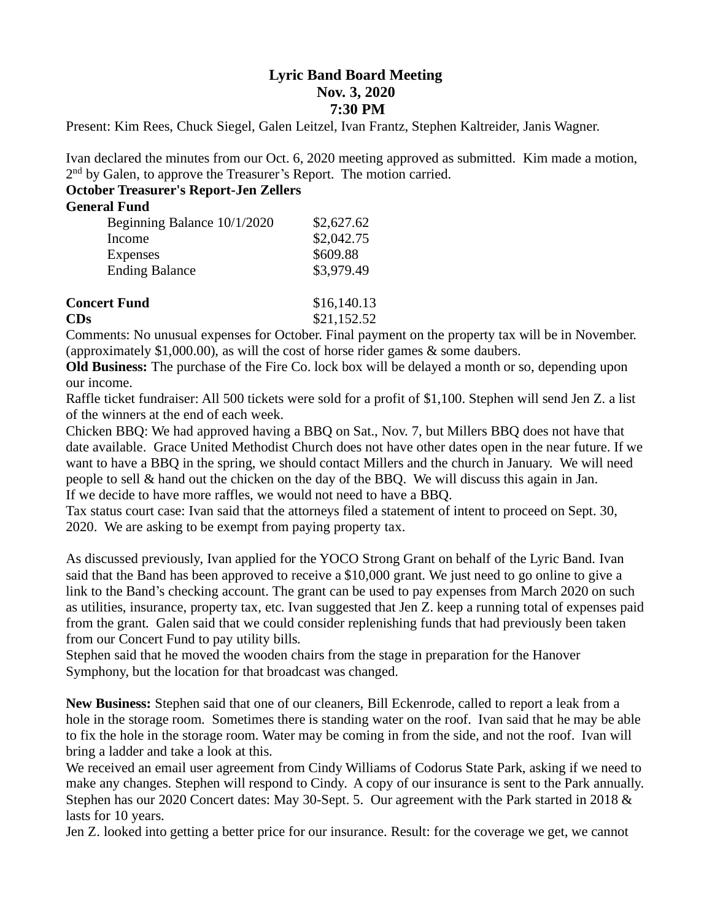# Lyric Band Board Meeting
## Nov. 3, 2020
## 7:30 PM

Present: Kim Rees, Chuck Siegel, Galen Leitzel, Ivan Frantz, Stephen Kaltreider, Janis Wagner.

Ivan declared the minutes from our Oct. 6, 2020 meeting approved as submitted. Kim made a motion, 2nd by Galen, to approve the Treasurer's Report. The motion carried.

**October Treasurer's Report-Jen Zellers**

**General Fund**

| | |
|---|---|
| Beginning Balance 10/1/2020 | $2,627.62 |
| Income | $2,042.75 |
| Expenses | $609.88 |
| Ending Balance | $3,979.49 |

| | |
|---|---|
| **Concert Fund** | $16,140.13 |
| **CDs** | $21,152.52 |

Comments: No unusual expenses for October. Final payment on the property tax will be in November. (approximately $1,000.00), as will the cost of horse rider games & some daubers.

**Old Business:** The purchase of the Fire Co. lock box will be delayed a month or so, depending upon our income.

Raffle ticket fundraiser: All 500 tickets were sold for a profit of $1,100. Stephen will send Jen Z. a list of the winners at the end of each week.

Chicken BBQ: We had approved having a BBQ on Sat., Nov. 7, but Millers BBQ does not have that date available. Grace United Methodist Church does not have other dates open in the near future. If we want to have a BBQ in the spring, we should contact Millers and the church in January. We will need people to sell & hand out the chicken on the day of the BBQ. We will discuss this again in Jan. If we decide to have more raffles, we would not need to have a BBQ.

Tax status court case: Ivan said that the attorneys filed a statement of intent to proceed on Sept. 30, 2020. We are asking to be exempt from paying property tax.

As discussed previously, Ivan applied for the YOCO Strong Grant on behalf of the Lyric Band. Ivan said that the Band has been approved to receive a $10,000 grant. We just need to go online to give a link to the Band's checking account. The grant can be used to pay expenses from March 2020 on such as utilities, insurance, property tax, etc. Ivan suggested that Jen Z. keep a running total of expenses paid from the grant. Galen said that we could consider replenishing funds that had previously been taken from our Concert Fund to pay utility bills.

Stephen said that he moved the wooden chairs from the stage in preparation for the Hanover Symphony, but the location for that broadcast was changed.

**New Business:** Stephen said that one of our cleaners, Bill Eckenrode, called to report a leak from a hole in the storage room. Sometimes there is standing water on the roof. Ivan said that he may be able to fix the hole in the storage room. Water may be coming in from the side, and not the roof. Ivan will bring a ladder and take a look at this.

We received an email user agreement from Cindy Williams of Codorus State Park, asking if we need to make any changes. Stephen will respond to Cindy. A copy of our insurance is sent to the Park annually. Stephen has our 2020 Concert dates: May 30-Sept. 5. Our agreement with the Park started in 2018 & lasts for 10 years.

Jen Z. looked into getting a better price for our insurance. Result: for the coverage we get, we cannot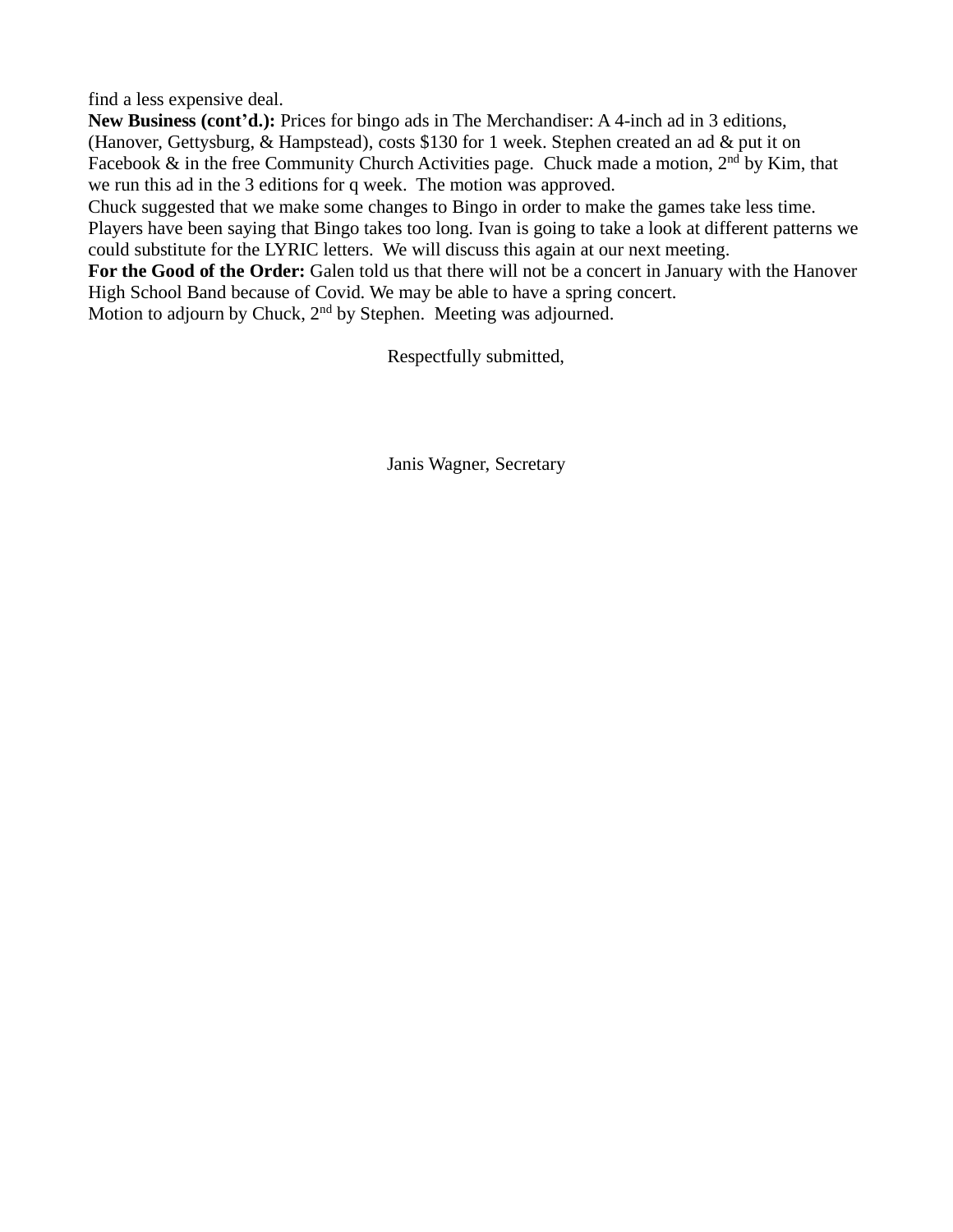find a less expensive deal.

**New Business (cont'd.):** Prices for bingo ads in The Merchandiser: A 4-inch ad in 3 editions, (Hanover, Gettysburg, & Hampstead), costs $130 for 1 week. Stephen created an ad & put it on Facebook & in the free Community Church Activities page. Chuck made a motion, 2nd by Kim, that we run this ad in the 3 editions for q week. The motion was approved.

Chuck suggested that we make some changes to Bingo in order to make the games take less time. Players have been saying that Bingo takes too long. Ivan is going to take a look at different patterns we could substitute for the LYRIC letters. We will discuss this again at our next meeting.

**For the Good of the Order:** Galen told us that there will not be a concert in January with the Hanover High School Band because of Covid. We may be able to have a spring concert.

Motion to adjourn by Chuck, 2nd by Stephen. Meeting was adjourned.

Respectfully submitted,

Janis Wagner, Secretary